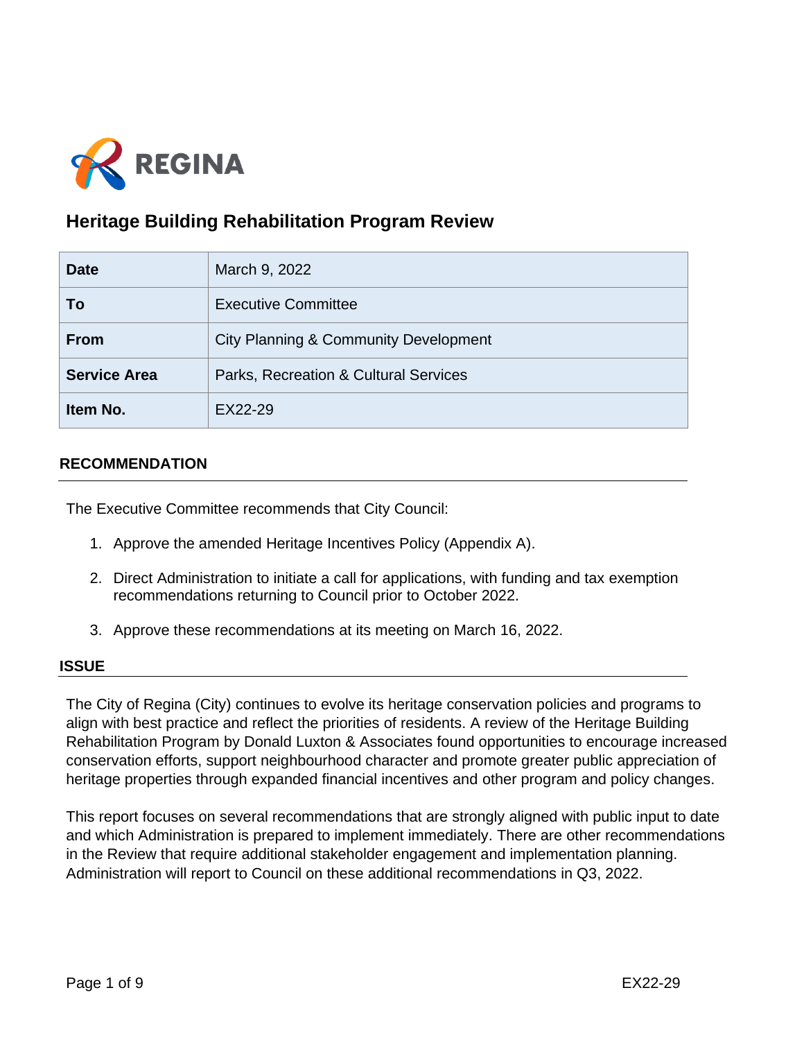REGINA

# Heritage Building Rehabilitation Program Review

| Date | March 9, 2022 |
|---|---|
| To | Executive Committee |
| From | City Planning & Community Development |
| Service Area | Parks, Recreation & Cultural Services |
| Item No. | EX22-29 |

## RECOMMENDATION

The Executive Committee recommends that City Council:

1. Approve the amended Heritage Incentives Policy (Appendix A).
2. Direct Administration to initiate a call for applications, with funding and tax exemption recommendations returning to Council prior to October 2022.
3. Approve these recommendations at its meeting on March 16, 2022.

## ISSUE

The City of Regina (City) continues to evolve its heritage conservation policies and programs to align with best practice and reflect the priorities of residents. A review of the Heritage Building Rehabilitation Program by Donald Luxton & Associates found opportunities to encourage increased conservation efforts, support neighbourhood character and promote greater public appreciation of heritage properties through expanded financial incentives and other program and policy changes.

This report focuses on several recommendations that are strongly aligned with public input to date and which Administration is prepared to implement immediately. There are other recommendations in the Review that require additional stakeholder engagement and implementation planning. Administration will report to Council on these additional recommendations in Q3, 2022.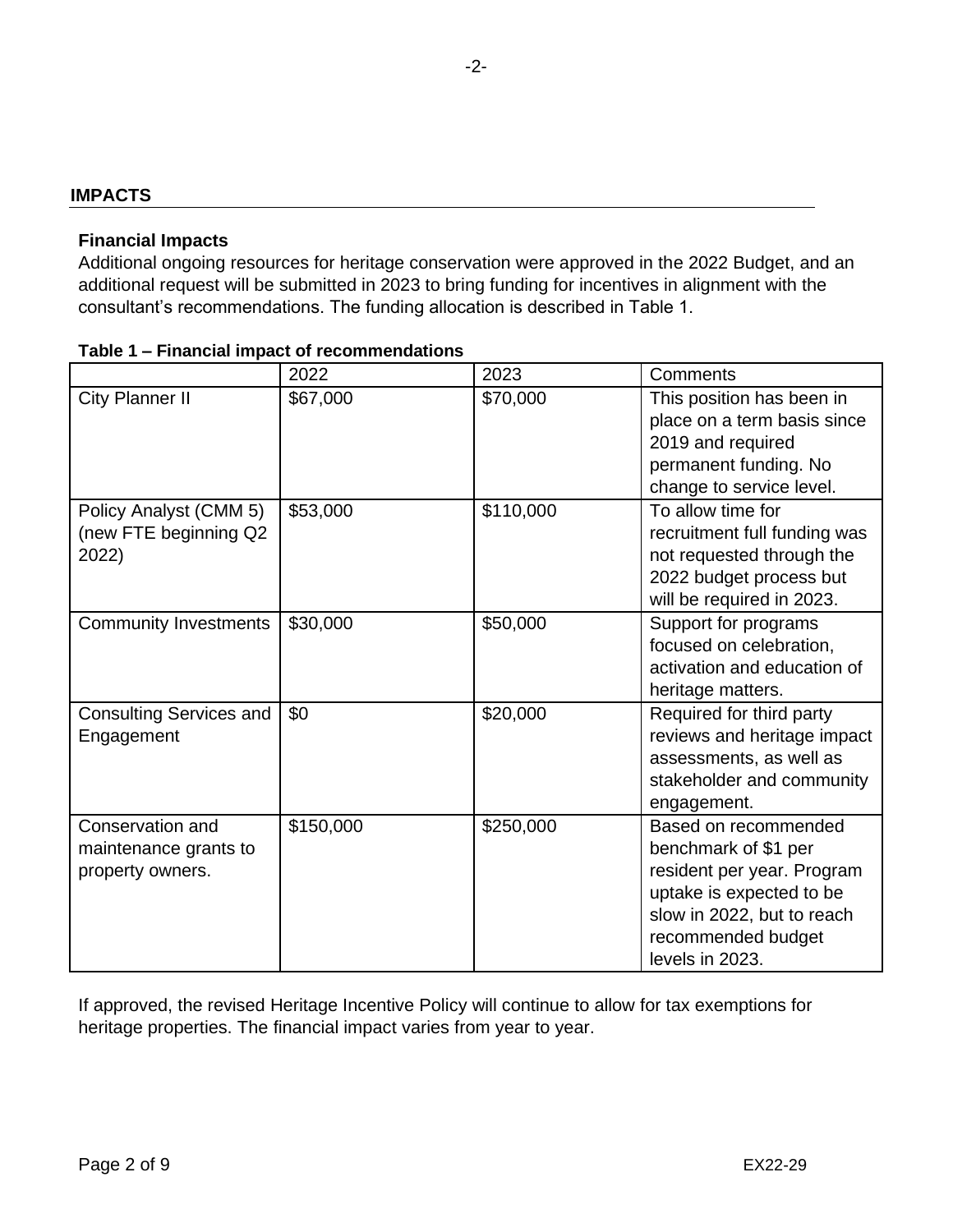## IMPACTS

### Financial Impacts

Additional ongoing resources for heritage conservation were approved in the 2022 Budget, and an additional request will be submitted in 2023 to bring funding for incentives in alignment with the consultant's recommendations. The funding allocation is described in Table 1.

**Table 1 – Financial impact of recommendations**

| | 2022 | 2023 | Comments |
|---|---|---|---|
| City Planner II | $67,000 | $70,000 | This position has been in place on a term basis since 2019 and required permanent funding. No change to service level. |
| Policy Analyst (CMM 5) (new FTE beginning Q2 2022) | $53,000 | $110,000 | To allow time for recruitment full funding was not requested through the 2022 budget process but will be required in 2023. |
| Community Investments | $30,000 | $50,000 | Support for programs focused on celebration, activation and education of heritage matters. |
| Consulting Services and Engagement | $0 | $20,000 | Required for third party reviews and heritage impact assessments, as well as stakeholder and community engagement. |
| Conservation and maintenance grants to property owners. | $150,000 | $250,000 | Based on recommended benchmark of $1 per resident per year. Program uptake is expected to be slow in 2022, but to reach recommended budget levels in 2023. |

If approved, the revised Heritage Incentive Policy will continue to allow for tax exemptions for heritage properties. The financial impact varies from year to year.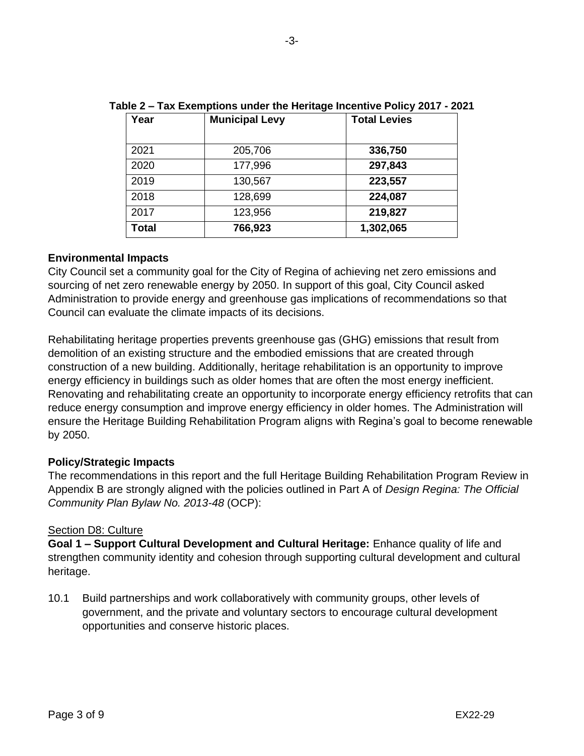**Table 2 – Tax Exemptions under the Heritage Incentive Policy 2017 - 2021**

| Year | Municipal Levy | Total Levies |
|---|---|---|
| 2021 | 205,706 | **336,750** |
| 2020 | 177,996 | **297,843** |
| 2019 | 130,567 | **223,557** |
| 2018 | 128,699 | **224,087** |
| 2017 | 123,956 | **219,827** |
| **Total** | **766,923** | **1,302,065** |

**Environmental Impacts**

City Council set a community goal for the City of Regina of achieving net zero emissions and sourcing of net zero renewable energy by 2050. In support of this goal, City Council asked Administration to provide energy and greenhouse gas implications of recommendations so that Council can evaluate the climate impacts of its decisions.

Rehabilitating heritage properties prevents greenhouse gas (GHG) emissions that result from demolition of an existing structure and the embodied emissions that are created through construction of a new building. Additionally, heritage rehabilitation is an opportunity to improve energy efficiency in buildings such as older homes that are often the most energy inefficient. Renovating and rehabilitating create an opportunity to incorporate energy efficiency retrofits that can reduce energy consumption and improve energy efficiency in older homes. The Administration will ensure the Heritage Building Rehabilitation Program aligns with Regina's goal to become renewable by 2050.

**Policy/Strategic Impacts**

The recommendations in this report and the full Heritage Building Rehabilitation Program Review in Appendix B are strongly aligned with the policies outlined in Part A of *Design Regina: The Official Community Plan Bylaw No. 2013-48* (OCP):

Section D8: Culture

**Goal 1 – Support Cultural Development and Cultural Heritage:** Enhance quality of life and strengthen community identity and cohesion through supporting cultural development and cultural heritage.

10.1 Build partnerships and work collaboratively with community groups, other levels of government, and the private and voluntary sectors to encourage cultural development opportunities and conserve historic places.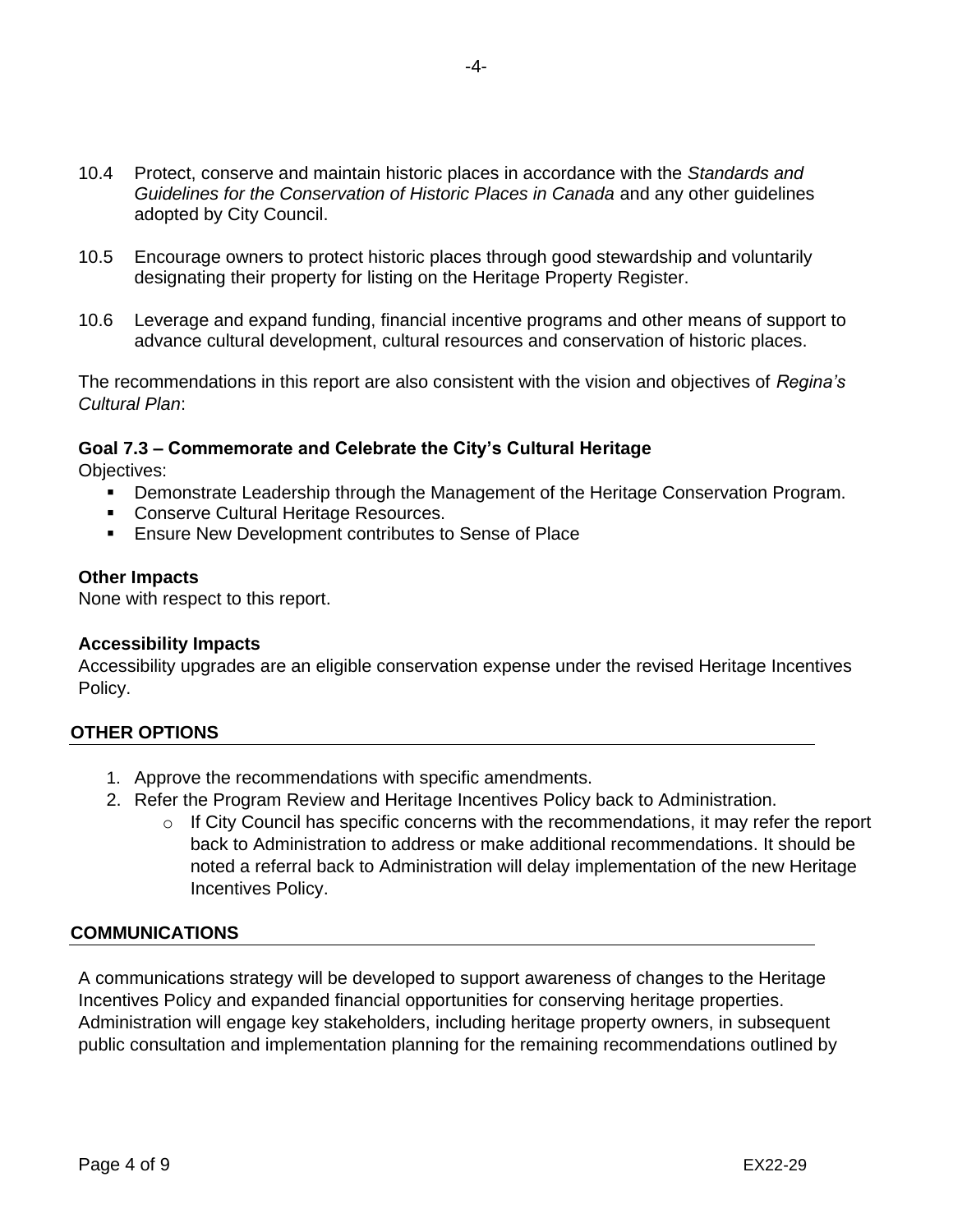10.4 Protect, conserve and maintain historic places in accordance with the *Standards and Guidelines for the Conservation of Historic Places in Canada* and any other guidelines adopted by City Council.

10.5 Encourage owners to protect historic places through good stewardship and voluntarily designating their property for listing on the Heritage Property Register.

10.6 Leverage and expand funding, financial incentive programs and other means of support to advance cultural development, cultural resources and conservation of historic places.

The recommendations in this report are also consistent with the vision and objectives of *Regina's Cultural Plan*:

**Goal 7.3 – Commemorate and Celebrate the City's Cultural Heritage**

Objectives:

- Demonstrate Leadership through the Management of the Heritage Conservation Program.
- Conserve Cultural Heritage Resources.
- Ensure New Development contributes to Sense of Place

**Other Impacts**

None with respect to this report.

**Accessibility Impacts**

Accessibility upgrades are an eligible conservation expense under the revised Heritage Incentives Policy.

## OTHER OPTIONS

1. Approve the recommendations with specific amendments.
2. Refer the Program Review and Heritage Incentives Policy back to Administration.
   - If City Council has specific concerns with the recommendations, it may refer the report back to Administration to address or make additional recommendations. It should be noted a referral back to Administration will delay implementation of the new Heritage Incentives Policy.

## COMMUNICATIONS

A communications strategy will be developed to support awareness of changes to the Heritage Incentives Policy and expanded financial opportunities for conserving heritage properties. Administration will engage key stakeholders, including heritage property owners, in subsequent public consultation and implementation planning for the remaining recommendations outlined by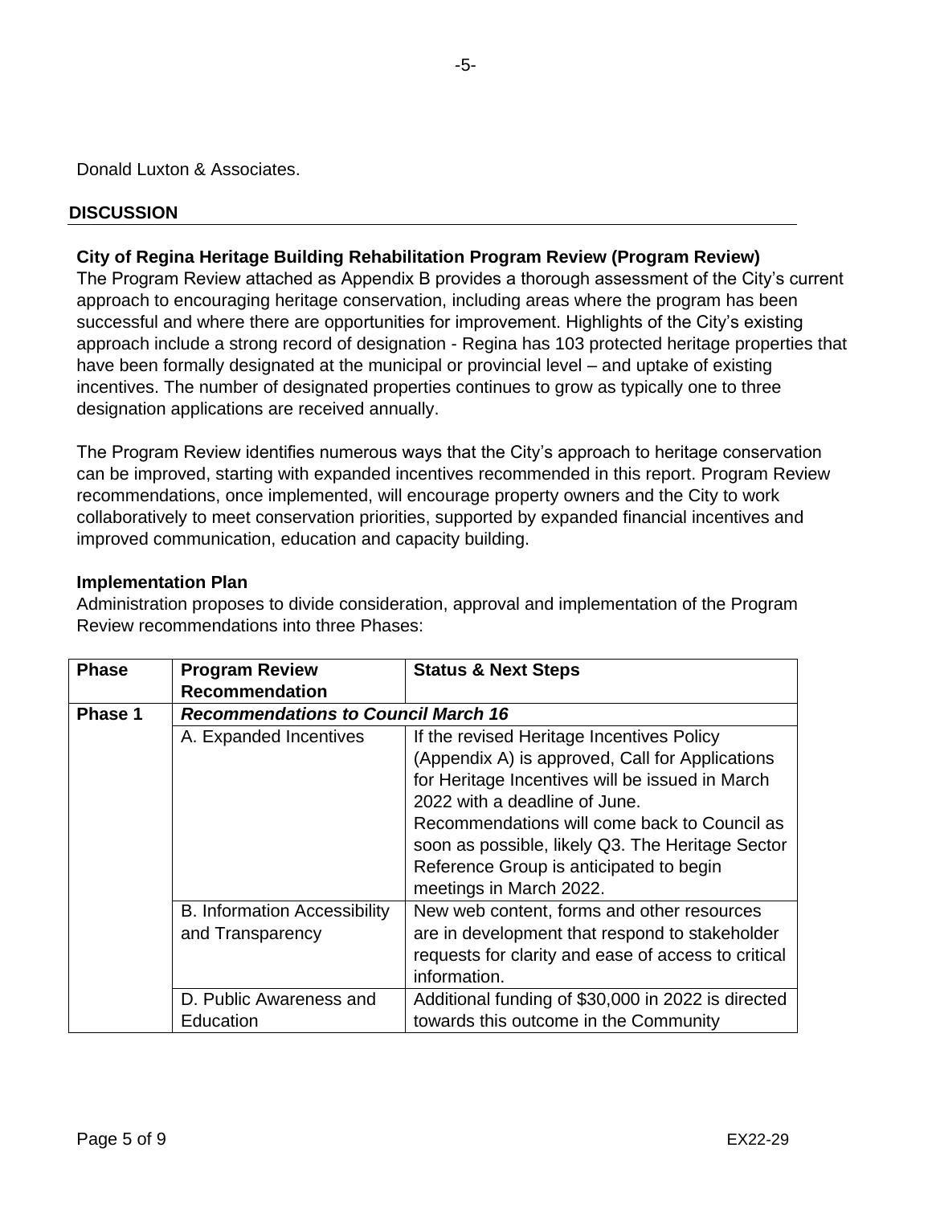Donald Luxton & Associates.

## DISCUSSION

**City of Regina Heritage Building Rehabilitation Program Review (Program Review)**
The Program Review attached as Appendix B provides a thorough assessment of the City's current approach to encouraging heritage conservation, including areas where the program has been successful and where there are opportunities for improvement. Highlights of the City's existing approach include a strong record of designation - Regina has 103 protected heritage properties that have been formally designated at the municipal or provincial level – and uptake of existing incentives. The number of designated properties continues to grow as typically one to three designation applications are received annually.

The Program Review identifies numerous ways that the City's approach to heritage conservation can be improved, starting with expanded incentives recommended in this report. Program Review recommendations, once implemented, will encourage property owners and the City to work collaboratively to meet conservation priorities, supported by expanded financial incentives and improved communication, education and capacity building.

**Implementation Plan**
Administration proposes to divide consideration, approval and implementation of the Program Review recommendations into three Phases:

| Phase | Program Review Recommendation | Status & Next Steps |
|---|---|---|
| **Phase 1** | ***Recommendations to Council March 16*** | |
| | A. Expanded Incentives | If the revised Heritage Incentives Policy (Appendix A) is approved, Call for Applications for Heritage Incentives will be issued in March 2022 with a deadline of June. Recommendations will come back to Council as soon as possible, likely Q3. The Heritage Sector Reference Group is anticipated to begin meetings in March 2022. |
| | B. Information Accessibility and Transparency | New web content, forms and other resources are in development that respond to stakeholder requests for clarity and ease of access to critical information. |
| | D. Public Awareness and Education | Additional funding of $30,000 in 2022 is directed towards this outcome in the Community |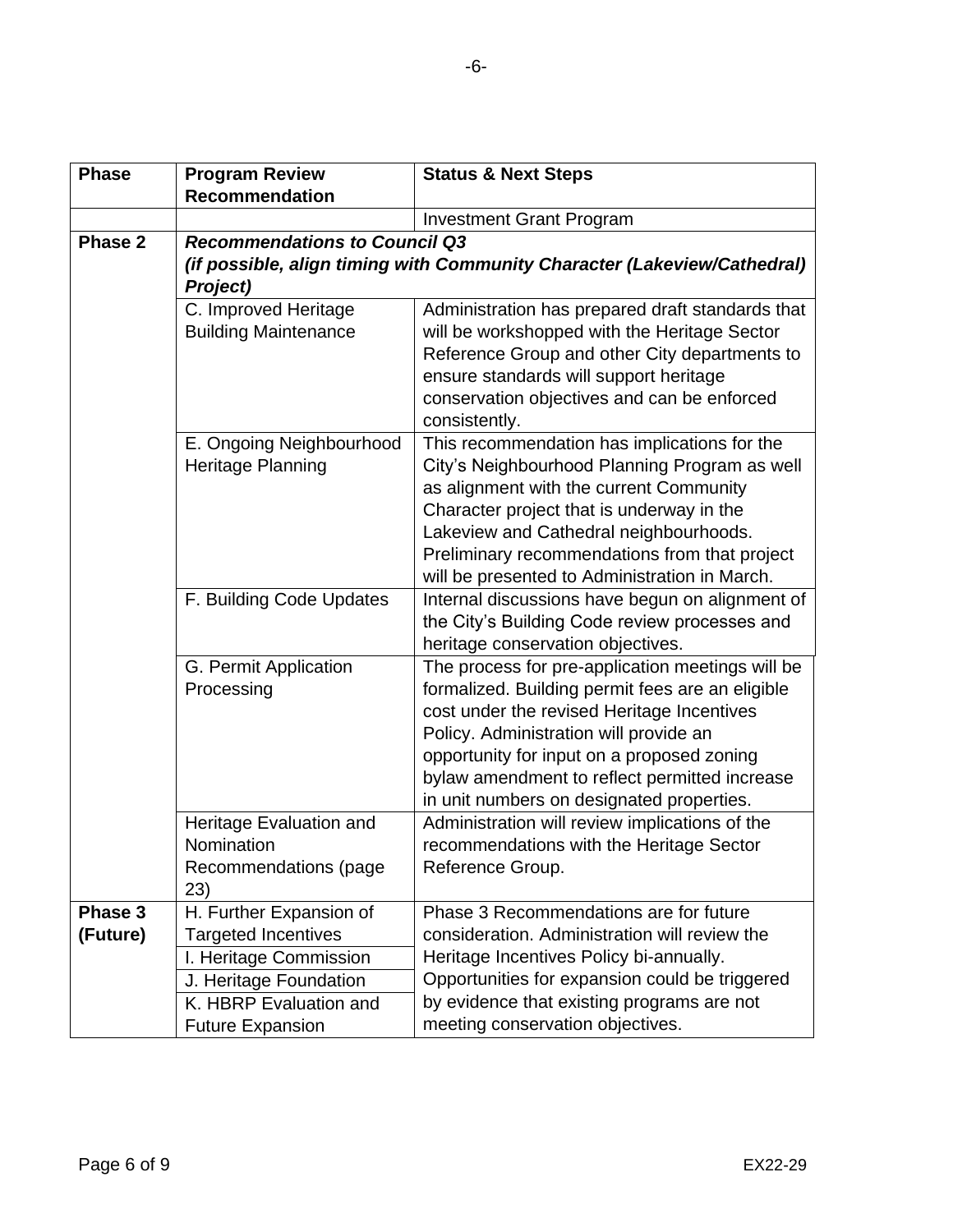| Phase | Program Review Recommendation | Status & Next Steps |
|---|---|---|
| | | Investment Grant Program |
| **Phase 2** | ***Recommendations to Council Q3 (if possible, align timing with Community Character (Lakeview/Cathedral) Project)*** | |
| | C. Improved Heritage Building Maintenance | Administration has prepared draft standards that will be workshopped with the Heritage Sector Reference Group and other City departments to ensure standards will support heritage conservation objectives and can be enforced consistently. |
| | E. Ongoing Neighbourhood Heritage Planning | This recommendation has implications for the City's Neighbourhood Planning Program as well as alignment with the current Community Character project that is underway in the Lakeview and Cathedral neighbourhoods. Preliminary recommendations from that project will be presented to Administration in March. |
| | F. Building Code Updates | Internal discussions have begun on alignment of the City's Building Code review processes and heritage conservation objectives. |
| | G. Permit Application Processing | The process for pre-application meetings will be formalized. Building permit fees are an eligible cost under the revised Heritage Incentives Policy. Administration will provide an opportunity for input on a proposed zoning bylaw amendment to reflect permitted increase in unit numbers on designated properties. |
| | Heritage Evaluation and Nomination Recommendations (page 23) | Administration will review implications of the recommendations with the Heritage Sector Reference Group. |
| **Phase 3 (Future)** | H. Further Expansion of Targeted Incentives | Phase 3 Recommendations are for future consideration. Administration will review the Heritage Incentives Policy bi-annually. Opportunities for expansion could be triggered by evidence that existing programs are not meeting conservation objectives. |
| | I. Heritage Commission | |
| | J. Heritage Foundation | |
| | K. HBRP Evaluation and Future Expansion | |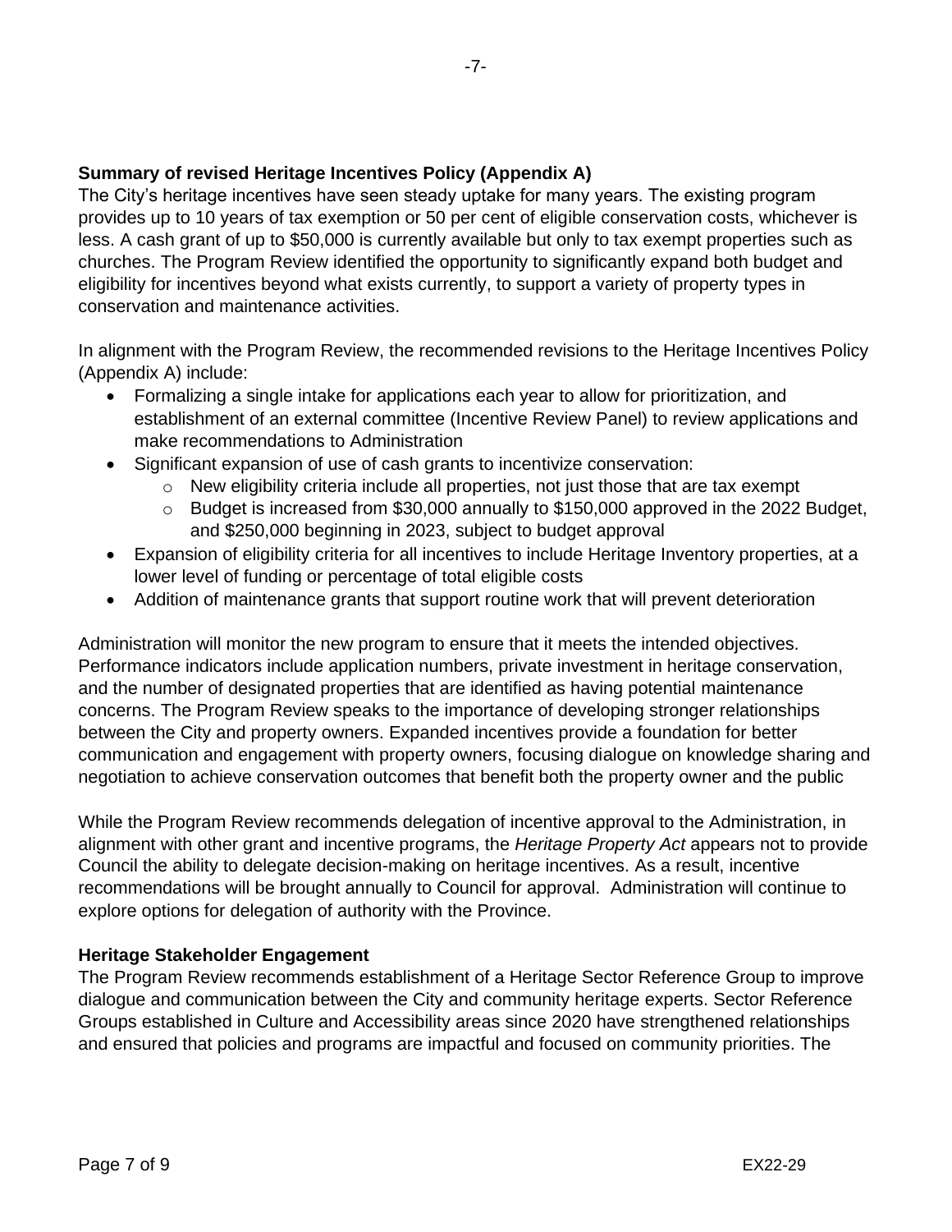**Summary of revised Heritage Incentives Policy (Appendix A)**

The City's heritage incentives have seen steady uptake for many years. The existing program provides up to 10 years of tax exemption or 50 per cent of eligible conservation costs, whichever is less. A cash grant of up to $50,000 is currently available but only to tax exempt properties such as churches. The Program Review identified the opportunity to significantly expand both budget and eligibility for incentives beyond what exists currently, to support a variety of property types in conservation and maintenance activities.

In alignment with the Program Review, the recommended revisions to the Heritage Incentives Policy (Appendix A) include:

- Formalizing a single intake for applications each year to allow for prioritization, and establishment of an external committee (Incentive Review Panel) to review applications and make recommendations to Administration
- Significant expansion of use of cash grants to incentivize conservation:
  - New eligibility criteria include all properties, not just those that are tax exempt
  - Budget is increased from $30,000 annually to $150,000 approved in the 2022 Budget, and $250,000 beginning in 2023, subject to budget approval
- Expansion of eligibility criteria for all incentives to include Heritage Inventory properties, at a lower level of funding or percentage of total eligible costs
- Addition of maintenance grants that support routine work that will prevent deterioration

Administration will monitor the new program to ensure that it meets the intended objectives. Performance indicators include application numbers, private investment in heritage conservation, and the number of designated properties that are identified as having potential maintenance concerns. The Program Review speaks to the importance of developing stronger relationships between the City and property owners. Expanded incentives provide a foundation for better communication and engagement with property owners, focusing dialogue on knowledge sharing and negotiation to achieve conservation outcomes that benefit both the property owner and the public

While the Program Review recommends delegation of incentive approval to the Administration, in alignment with other grant and incentive programs, the *Heritage Property Act* appears not to provide Council the ability to delegate decision-making on heritage incentives. As a result, incentive recommendations will be brought annually to Council for approval. Administration will continue to explore options for delegation of authority with the Province.

**Heritage Stakeholder Engagement**

The Program Review recommends establishment of a Heritage Sector Reference Group to improve dialogue and communication between the City and community heritage experts. Sector Reference Groups established in Culture and Accessibility areas since 2020 have strengthened relationships and ensured that policies and programs are impactful and focused on community priorities. The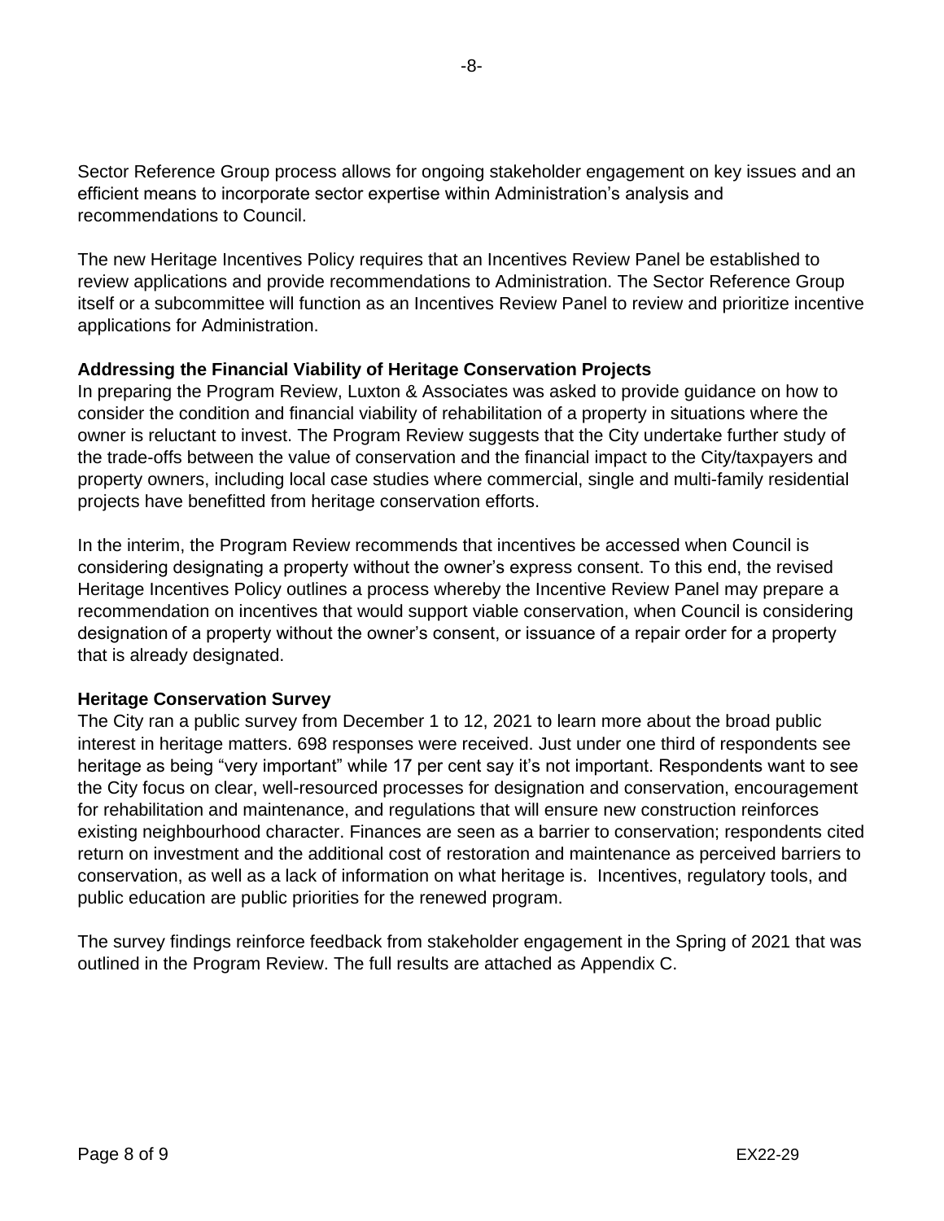Sector Reference Group process allows for ongoing stakeholder engagement on key issues and an efficient means to incorporate sector expertise within Administration's analysis and recommendations to Council.

The new Heritage Incentives Policy requires that an Incentives Review Panel be established to review applications and provide recommendations to Administration. The Sector Reference Group itself or a subcommittee will function as an Incentives Review Panel to review and prioritize incentive applications for Administration.

**Addressing the Financial Viability of Heritage Conservation Projects**

In preparing the Program Review, Luxton & Associates was asked to provide guidance on how to consider the condition and financial viability of rehabilitation of a property in situations where the owner is reluctant to invest. The Program Review suggests that the City undertake further study of the trade-offs between the value of conservation and the financial impact to the City/taxpayers and property owners, including local case studies where commercial, single and multi-family residential projects have benefitted from heritage conservation efforts.

In the interim, the Program Review recommends that incentives be accessed when Council is considering designating a property without the owner's express consent. To this end, the revised Heritage Incentives Policy outlines a process whereby the Incentive Review Panel may prepare a recommendation on incentives that would support viable conservation, when Council is considering designation of a property without the owner's consent, or issuance of a repair order for a property that is already designated.

**Heritage Conservation Survey**

The City ran a public survey from December 1 to 12, 2021 to learn more about the broad public interest in heritage matters. 698 responses were received. Just under one third of respondents see heritage as being "very important" while 17 per cent say it's not important. Respondents want to see the City focus on clear, well-resourced processes for designation and conservation, encouragement for rehabilitation and maintenance, and regulations that will ensure new construction reinforces existing neighbourhood character. Finances are seen as a barrier to conservation; respondents cited return on investment and the additional cost of restoration and maintenance as perceived barriers to conservation, as well as a lack of information on what heritage is. Incentives, regulatory tools, and public education are public priorities for the renewed program.

The survey findings reinforce feedback from stakeholder engagement in the Spring of 2021 that was outlined in the Program Review. The full results are attached as Appendix C.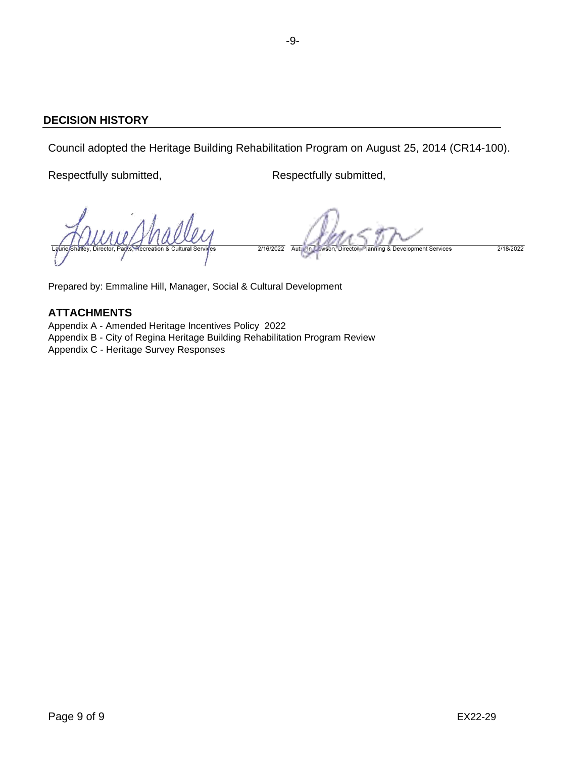## DECISION HISTORY

Council adopted the Heritage Building Rehabilitation Program on August 25, 2014 (CR14-100).

Respectfully submitted,

Laurie Shalley, Director, Parks, Recreation & Cultural Services 2/16/2022

Respectfully submitted,

Autumn Dawson, Director, Planning & Development Services 2/18/2022

Prepared by: Emmaline Hill, Manager, Social & Cultural Development

## ATTACHMENTS

Appendix A - Amended Heritage Incentives Policy 2022
Appendix B - City of Regina Heritage Building Rehabilitation Program Review
Appendix C - Heritage Survey Responses